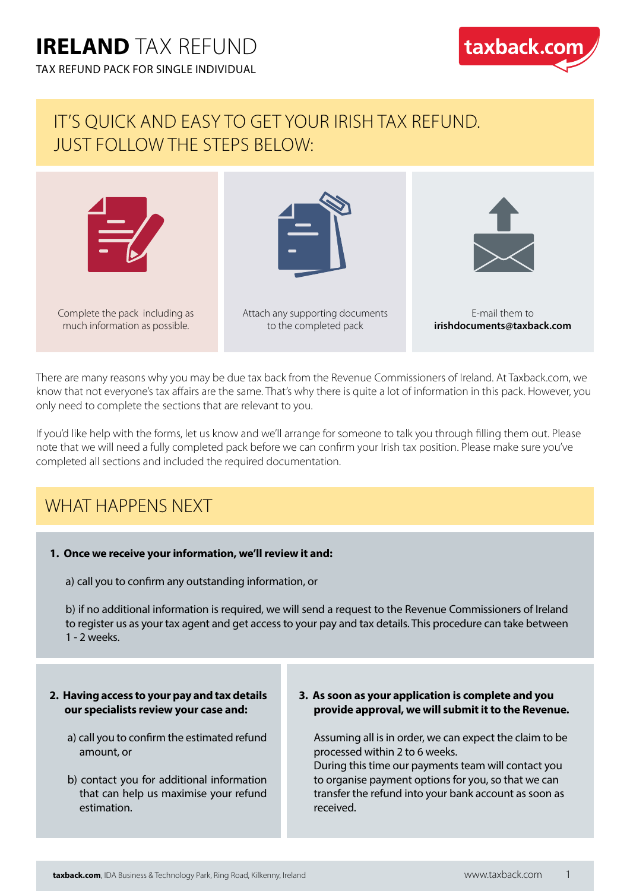# IRELAND TAX REFUND

TAX REFUND PACK FOR SINGLE INDIVIDUAL

taxback.com

## IT'S QUICK AND EASY TO GET YOUR IRISH TAX REFUND. JUST FOLLOW THE STEPS BELOW:

Complete the pack including as much information as possible.

Attach any supporting documents to the completed pack

E-mail them to **irishdocuments@taxback.com**

There are many reasons why you may be due tax back from the Revenue Commissioners of Ireland. At Taxback.com, we know that not everyone's tax affairs are the same. That's why there is quite a lot of information in this pack. However, you only need to complete the sections that are relevant to you.

If you'd like help with the forms, let us know and we'll arrange for someone to talk you through filling them out. Please note that we will need a fully completed pack before we can confirm your Irish tax position. Please make sure you've completed all sections and included the required documentation.

## WHAT HAPPENS NEXT

**1. Once we receive your information, we'll review it and:**

a) call you to confirm any outstanding information, or

b) if no additional information is required, we will send a request to the Revenue Commissioners of Ireland to register us as your tax agent and get access to your pay and tax details. This procedure can take between 1 - 2 weeks.

**2. Having access to your pay and tax details our specialists review your case and:**

a) call you to confirm the estimated refund amount, or

b) contact you for additional information that can help us maximise your refund estimation.

**3. As soon as your application is complete and you provide approval, we will submit it to the Revenue.**

Assuming all is in order, we can expect the claim to be processed within 2 to 6 weeks.
During this time our payments team will contact you to organise payment options for you, so that we can transfer the refund into your bank account as soon as received.

**taxback.com**, IDA Business & Technology Park, Ring Road, Kilkenny, Ireland

www.taxback.com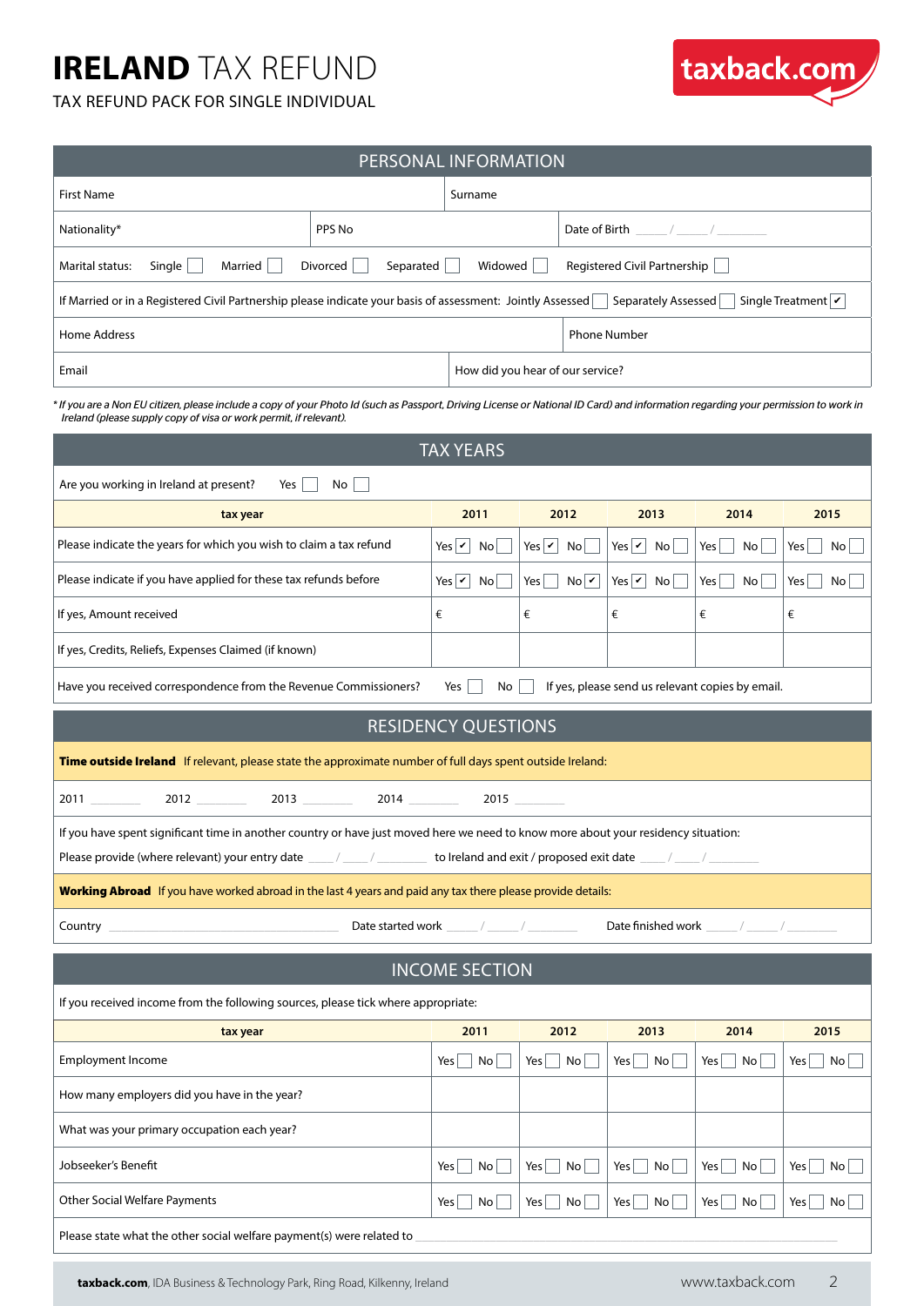# **IRELAND** TAX REFUND

TAX REFUND PACK FOR SINGLE INDIVIDUAL

taxback.com

## PERSONAL INFORMATION

| First Name | | Surname |
|---|---|---|
| Nationality* | PPS No | Date of Birth ____ / ____ / ______ |

Marital status: Single ☐ Married ☐ Divorced ☐ Separated ☐ Widowed ☐ Registered Civil Partnership ☐

If Married or in a Registered Civil Partnership please indicate your basis of assessment: Jointly Assessed ☐ Separately Assessed ☐ Single Treatment ☑

| Home Address | Phone Number |
|---|---|
| Email | How did you hear of our service? |

*\* If you are a Non EU citizen, please include a copy of your Photo Id (such as Passport, Driving License or National ID Card) and information regarding your permission to work in Ireland (please supply copy of visa or work permit, if relevant).*

## TAX YEARS

Are you working in Ireland at present? Yes ☐ No ☐

| tax year | 2011 | 2012 | 2013 | 2014 | 2015 |
|---|---|---|---|---|---|
| Please indicate the years for which you wish to claim a tax refund | Yes ☑ No ☐ | Yes ☑ No ☐ | Yes ☑ No ☐ | Yes ☐ No ☐ | Yes ☐ No ☐ |
| Please indicate if you have applied for these tax refunds before | Yes ☑ No ☐ | Yes ☐ No ☑ | Yes ☑ No ☐ | Yes ☐ No ☐ | Yes ☐ No ☐ |
| If yes, Amount received | € | € | € | € | € |
| If yes, Credits, Reliefs, Expenses Claimed (if known) | | | | | |

Have you received correspondence from the Revenue Commissioners? Yes ☐ No ☐ If yes, please send us relevant copies by email.

## RESIDENCY QUESTIONS

**Time outside Ireland** If relevant, please state the approximate number of full days spent outside Ireland:

2011 ________ 2012 ________ 2013 ________ 2014 ________ 2015 ________

If you have spent significant time in another country or have just moved here we need to know more about your residency situation:

Please provide (where relevant) your entry date ____ / ____ / ______ to Ireland and exit / proposed exit date ____ / ____ / ______

**Working Abroad** If you have worked abroad in the last 4 years and paid any tax there please provide details:

Country ______________________ Date started work ____ / ____ / ______ Date finished work ____ / ____ / ______

## INCOME SECTION

If you received income from the following sources, please tick where appropriate:

| tax year | 2011 | 2012 | 2013 | 2014 | 2015 |
|---|---|---|---|---|---|
| Employment Income | Yes ☐ No ☐ | Yes ☐ No ☐ | Yes ☐ No ☐ | Yes ☐ No ☐ | Yes ☐ No ☐ |
| How many employers did you have in the year? | | | | | |
| What was your primary occupation each year? | | | | | |
| Jobseeker's Benefit | Yes ☐ No ☐ | Yes ☐ No ☐ | Yes ☐ No ☐ | Yes ☐ No ☐ | Yes ☐ No ☐ |
| Other Social Welfare Payments | Yes ☐ No ☐ | Yes ☐ No ☐ | Yes ☐ No ☐ | Yes ☐ No ☐ | Yes ☐ No ☐ |

Please state what the other social welfare payment(s) were related to ______________________

**taxback.com**, IDA Business & Technology Park, Ring Road, Kilkenny, Ireland www.taxback.com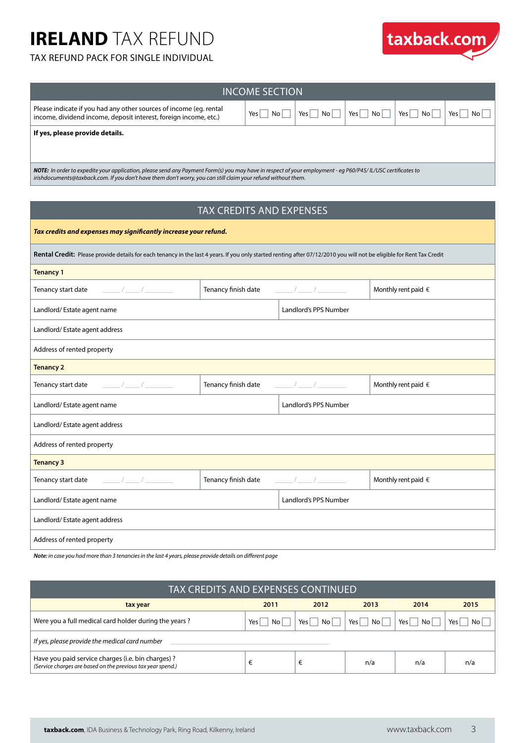# IRELAND TAX REFUND

TAX REFUND PACK FOR SINGLE INDIVIDUAL

taxback.com

## INCOME SECTION

| | | | | | |
|---|---|---|---|---|---|
| Please indicate if you had any other sources of income (eg. rental income, dividend income, deposit interest, foreign income, etc.) | Yes ☐ No ☐ | Yes ☐ No ☐ | Yes ☐ No ☐ | Yes ☐ No ☐ | Yes ☐ No ☐ |

**If yes, please provide details.**

***NOTE:*** *In order to expedite your application, please send any Payment Form(s) you may have in respect of your employment - eg P60/P45/ IL/USC certificates to irishdocuments@taxback.com. If you don't have them don't worry, you can still claim your refund without them.*

## TAX CREDITS AND EXPENSES

***Tax credits and expenses may significantly increase your refund.***

**Rental Credit:** Please provide details for each tenancy in the last 4 years. If you only started renting after 07/12/2010 you will not be eligible for Rent Tax Credit

**Tenancy 1**

| | | |
|---|---|---|
| Tenancy start date ____/____/________ | Tenancy finish date ____/____/________ | Monthly rent paid € |
| Landlord/ Estate agent name | Landlord's PPS Number | |
| Landlord/ Estate agent address | | |
| Address of rented property | | |

**Tenancy 2**

| | | |
|---|---|---|
| Tenancy start date ____/____/________ | Tenancy finish date ____/____/________ | Monthly rent paid € |
| Landlord/ Estate agent name | Landlord's PPS Number | |
| Landlord/ Estate agent address | | |
| Address of rented property | | |

**Tenancy 3**

| | | |
|---|---|---|
| Tenancy start date ____/____/________ | Tenancy finish date ____/____/________ | Monthly rent paid € |
| Landlord/ Estate agent name | Landlord's PPS Number | |
| Landlord/ Estate agent address | | |
| Address of rented property | | |

***Note:*** *in case you had more than 3 tenancies in the last 4 years, please provide details on different page*

## TAX CREDITS AND EXPENSES CONTINUED

| tax year | 2011 | 2012 | 2013 | 2014 | 2015 |
|---|---|---|---|---|---|
| Were you a full medical card holder during the years ? | Yes ☐ No ☐ | Yes ☐ No ☐ | Yes ☐ No ☐ | Yes ☐ No ☐ | Yes ☐ No ☐ |
| *If yes, please provide the medical card number* ________________ | | | | | |
| Have you paid service charges (i.e. bin charges) ? *(Service charges are based on the previous tax year spend.)* | € | € | n/a | n/a | n/a |

**taxback.com**, IDA Business & Technology Park, Ring Road, Kilkenny, Ireland

www.taxback.com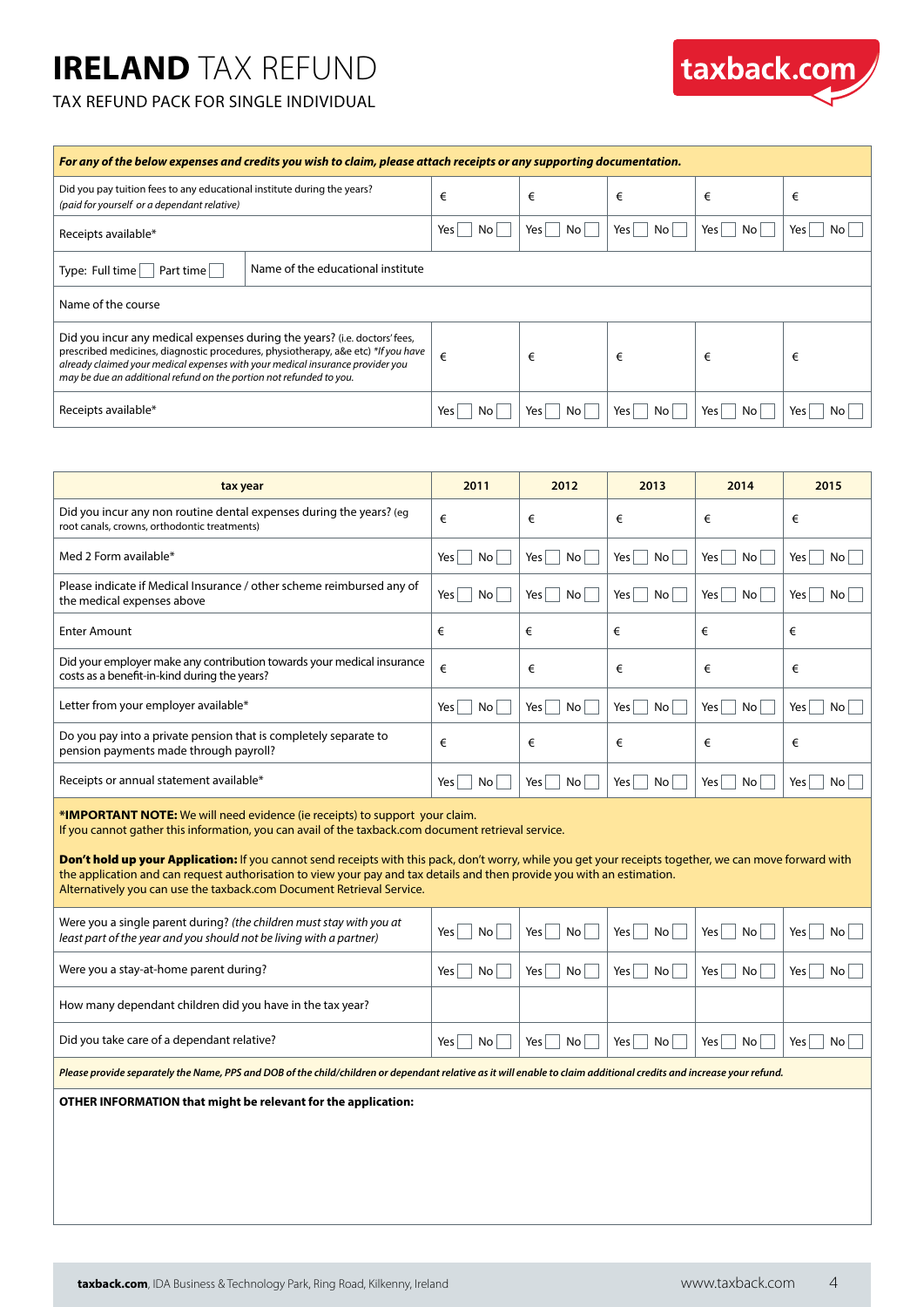# IRELAND TAX REFUND

TAX REFUND PACK FOR SINGLE INDIVIDUAL

taxback.com

***For any of the below expenses and credits you wish to claim, please attach receipts or any supporting documentation.***

| | | | | | |
|---|---|---|---|---|---|
| Did you pay tuition fees to any educational institute during the years? *(paid for yourself or a dependant relative)* | € | € | € | € | € |
| Receipts available* | Yes ☐ No ☐ | Yes ☐ No ☐ | Yes ☐ No ☐ | Yes ☐ No ☐ | Yes ☐ No ☐ |
| Type: Full time ☐ Part time ☐ | Name of the educational institute | | | | |
| Name of the course | | | | | |
| Did you incur any medical expenses during the years? (i.e. doctors' fees, prescribed medicines, diagnostic procedures, physiotherapy, a&e etc) *\*If you have already claimed your medical expenses with your medical insurance provider you may be due an additional refund on the portion not refunded to you.* | € | € | € | € | € |
| Receipts available* | Yes ☐ No ☐ | Yes ☐ No ☐ | Yes ☐ No ☐ | Yes ☐ No ☐ | Yes ☐ No ☐ |

| tax year | 2011 | 2012 | 2013 | 2014 | 2015 |
|---|---|---|---|---|---|
| Did you incur any non routine dental expenses during the years? (eg root canals, crowns, orthodontic treatments) | € | € | € | € | € |
| Med 2 Form available* | Yes ☐ No ☐ | Yes ☐ No ☐ | Yes ☐ No ☐ | Yes ☐ No ☐ | Yes ☐ No ☐ |
| Please indicate if Medical Insurance / other scheme reimbursed any of the medical expenses above | Yes ☐ No ☐ | Yes ☐ No ☐ | Yes ☐ No ☐ | Yes ☐ No ☐ | Yes ☐ No ☐ |
| Enter Amount | € | € | € | € | € |
| Did your employer make any contribution towards your medical insurance costs as a benefit-in-kind during the years? | € | € | € | € | € |
| Letter from your employer available* | Yes ☐ No ☐ | Yes ☐ No ☐ | Yes ☐ No ☐ | Yes ☐ No ☐ | Yes ☐ No ☐ |
| Do you pay into a private pension that is completely separate to pension payments made through payroll? | € | € | € | € | € |
| Receipts or annual statement available* | Yes ☐ No ☐ | Yes ☐ No ☐ | Yes ☐ No ☐ | Yes ☐ No ☐ | Yes ☐ No ☐ |

**\*IMPORTANT NOTE:** We will need evidence (ie receipts) to support your claim.
If you cannot gather this information, you can avail of the taxback.com document retrieval service.

**Don't hold up your Application:** If you cannot send receipts with this pack, don't worry, while you get your receipts together, we can move forward with the application and can request authorisation to view your pay and tax details and then provide you with an estimation.
Alternatively you can use the taxback.com Document Retrieval Service.

| | | | | | |
|---|---|---|---|---|---|
| Were you a single parent during? *(the children must stay with you at least part of the year and you should not be living with a partner)* | Yes ☐ No ☐ | Yes ☐ No ☐ | Yes ☐ No ☐ | Yes ☐ No ☐ | Yes ☐ No ☐ |
| Were you a stay-at-home parent during? | Yes ☐ No ☐ | Yes ☐ No ☐ | Yes ☐ No ☐ | Yes ☐ No ☐ | Yes ☐ No ☐ |
| How many dependant children did you have in the tax year? | | | | | |
| Did you take care of a dependant relative? | Yes ☐ No ☐ | Yes ☐ No ☐ | Yes ☐ No ☐ | Yes ☐ No ☐ | Yes ☐ No ☐ |

***Please provide separately the Name, PPS and DOB of the child/children or dependant relative as it will enable to claim additional credits and increase your refund.***

**OTHER INFORMATION that might be relevant for the application:**

**taxback.com**, IDA Business & Technology Park, Ring Road, Kilkenny, Ireland

www.taxback.com